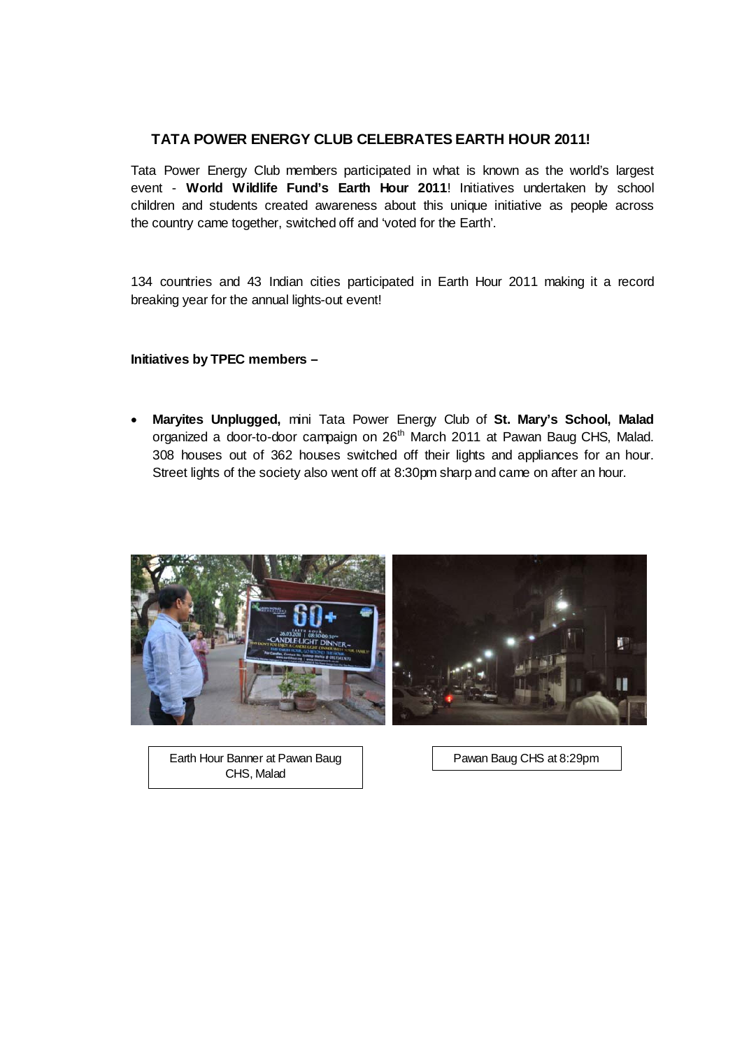## TATA POWER ENERGY CLUB CELEBRATES EARTH HOUR 2011!

Tata Power Energy Club members participated in what is known as the world's largest event - **World Wildlife Fund's Earth Hour 2011**! Initiatives undertaken by school children and students created awareness about this unique initiative as people across the country came together, switched off and 'voted for the Earth'.

134 countries and 43 Indian cities participated in Earth Hour 2011 making it a record breaking year for the annual lights-out event!

**Initiatives by TPEC members –**

- **Maryites Unplugged,** mini Tata Power Energy Club of **St. Mary's School, Malad** organized a door-to-door campaign on 26th March 2011 at Pawan Baug CHS, Malad. 308 houses out of 362 houses switched off their lights and appliances for an hour. Street lights of the society also went off at 8:30pm sharp and came on after an hour.

Earth Hour Banner at Pawan Baug CHS, Malad

Pawan Baug CHS at 8:29pm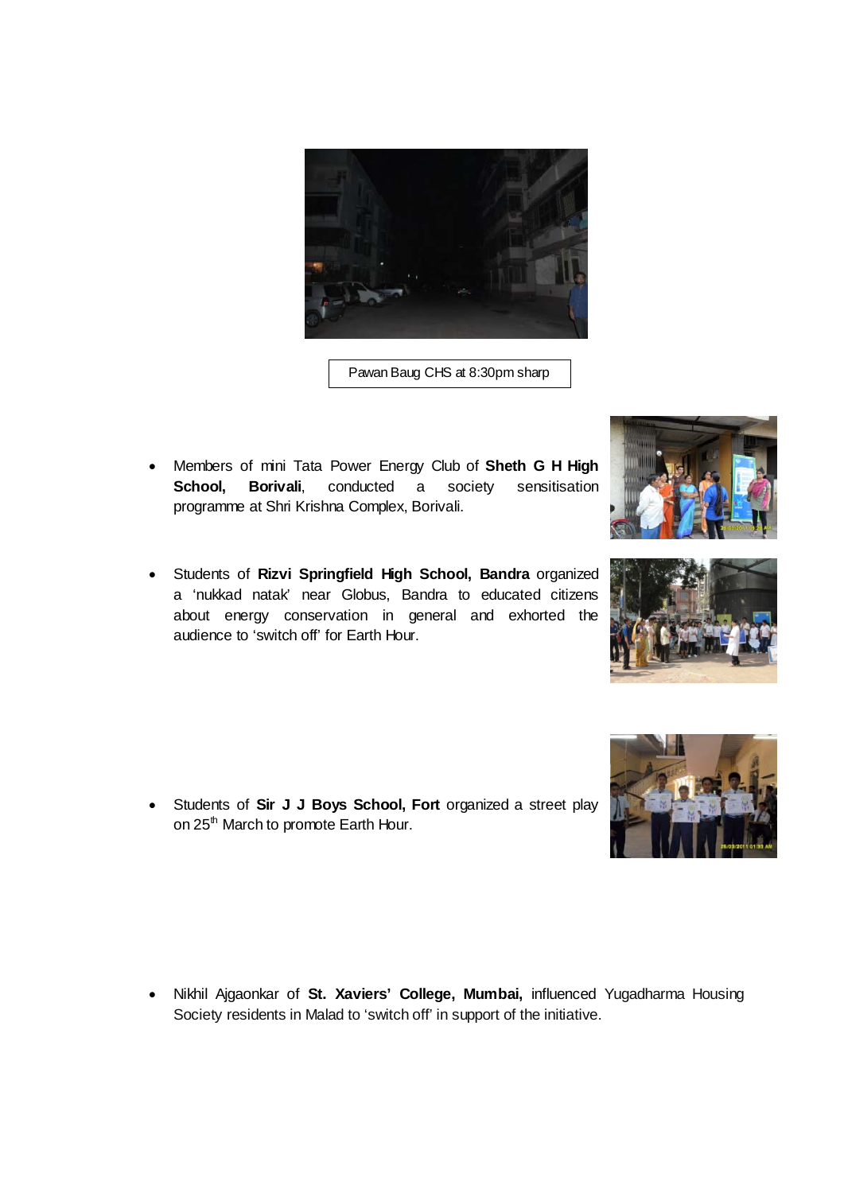Pawan Baug CHS at 8:30pm sharp

- Members of mini Tata Power Energy Club of **Sheth G H High School, Borivali**, conducted a society sensitisation programme at Shri Krishna Complex, Borivali.

- Students of **Rizvi Springfield High School, Bandra** organized a 'nukkad natak' near Globus, Bandra to educated citizens about energy conservation in general and exhorted the audience to 'switch off' for Earth Hour.

- Students of **Sir J J Boys School, Fort** organized a street play on 25th March to promote Earth Hour.

- Nikhil Ajgaonkar of **St. Xaviers' College, Mumbai,** influenced Yugadharma Housing Society residents in Malad to 'switch off' in support of the initiative.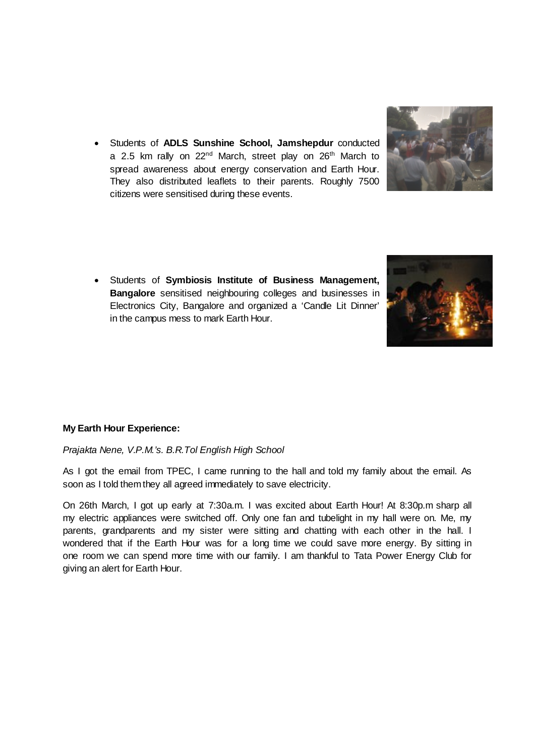- Students of **ADLS Sunshine School, Jamshepdur** conducted a 2.5 km rally on 22nd March, street play on 26th March to spread awareness about energy conservation and Earth Hour. They also distributed leaflets to their parents. Roughly 7500 citizens were sensitised during these events.

- Students of **Symbiosis Institute of Business Management, Bangalore** sensitised neighbouring colleges and businesses in Electronics City, Bangalore and organized a 'Candle Lit Dinner' in the campus mess to mark Earth Hour.

**My Earth Hour Experience:**

*Prajakta Nene, V.P.M.'s. B.R.Tol English High School*

As I got the email from TPEC, I came running to the hall and told my family about the email. As soon as I told them they all agreed immediately to save electricity.

On 26th March, I got up early at 7:30a.m. I was excited about Earth Hour! At 8:30p.m sharp all my electric appliances were switched off. Only one fan and tubelight in my hall were on. Me, my parents, grandparents and my sister were sitting and chatting with each other in the hall. I wondered that if the Earth Hour was for a long time we could save more energy. By sitting in one room we can spend more time with our family. I am thankful to Tata Power Energy Club for giving an alert for Earth Hour.